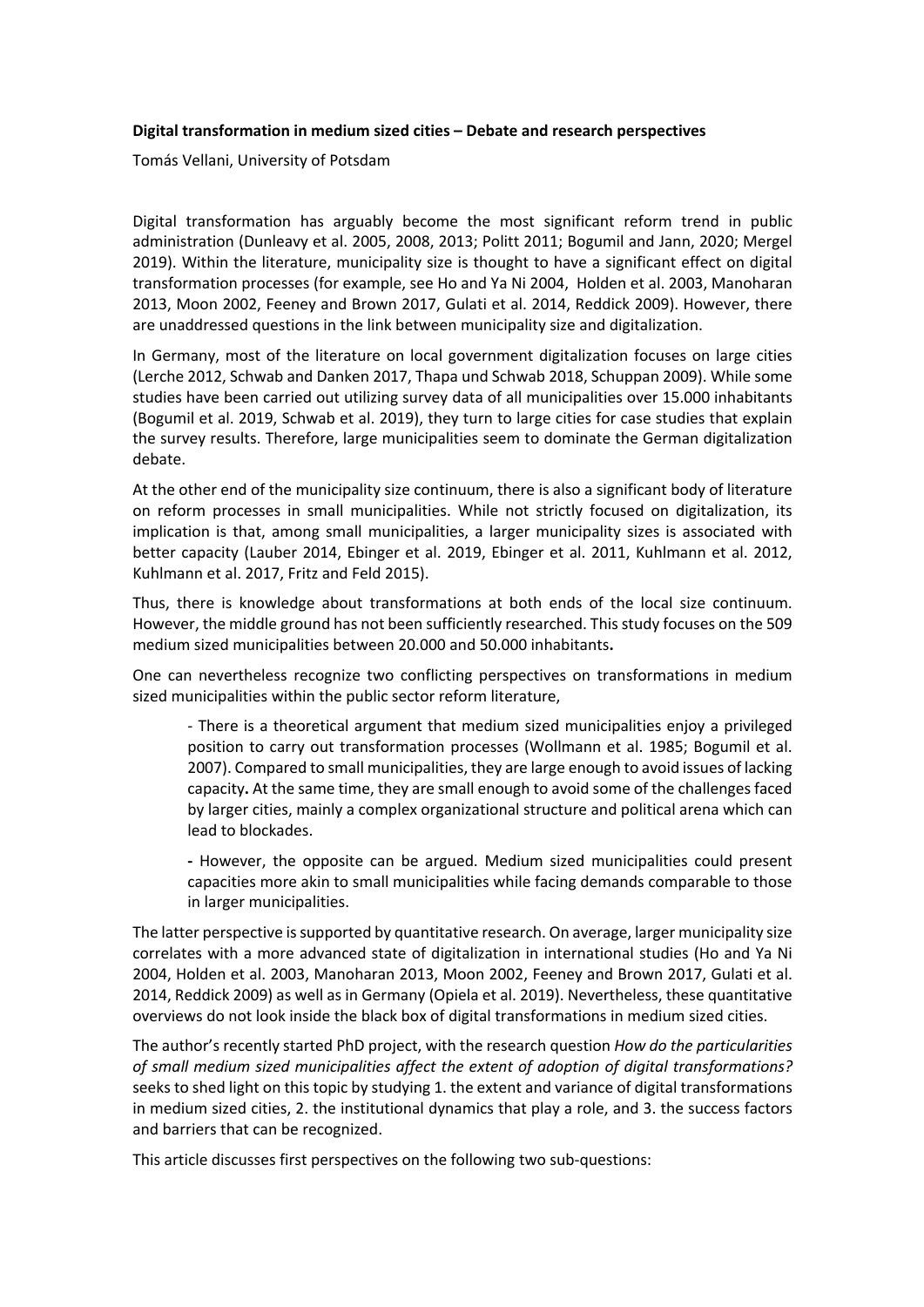**Digital transformation in medium sized cities – Debate and research perspectives**

Tomás Vellani, University of Potsdam

Digital transformation has arguably become the most significant reform trend in public administration (Dunleavy et al. 2005, 2008, 2013; Politt 2011; Bogumil and Jann, 2020; Mergel 2019). Within the literature, municipality size is thought to have a significant effect on digital transformation processes (for example, see Ho and Ya Ni 2004, Holden et al. 2003, Manoharan 2013, Moon 2002, Feeney and Brown 2017, Gulati et al. 2014, Reddick 2009). However, there are unaddressed questions in the link between municipality size and digitalization.

In Germany, most of the literature on local government digitalization focuses on large cities (Lerche 2012, Schwab and Danken 2017, Thapa und Schwab 2018, Schuppan 2009). While some studies have been carried out utilizing survey data of all municipalities over 15.000 inhabitants (Bogumil et al. 2019, Schwab et al. 2019), they turn to large cities for case studies that explain the survey results. Therefore, large municipalities seem to dominate the German digitalization debate.

At the other end of the municipality size continuum, there is also a significant body of literature on reform processes in small municipalities. While not strictly focused on digitalization, its implication is that, among small municipalities, a larger municipality sizes is associated with better capacity (Lauber 2014, Ebinger et al. 2019, Ebinger et al. 2011, Kuhlmann et al. 2012, Kuhlmann et al. 2017, Fritz and Feld 2015).

Thus, there is knowledge about transformations at both ends of the local size continuum. However, the middle ground has not been sufficiently researched. This study focuses on the 509 medium sized municipalities between 20.000 and 50.000 inhabitants.

One can nevertheless recognize two conflicting perspectives on transformations in medium sized municipalities within the public sector reform literature,

> - There is a theoretical argument that medium sized municipalities enjoy a privileged position to carry out transformation processes (Wollmann et al. 1985; Bogumil et al. 2007). Compared to small municipalities, they are large enough to avoid issues of lacking capacity. At the same time, they are small enough to avoid some of the challenges faced by larger cities, mainly a complex organizational structure and political arena which can lead to blockades.
>
> - However, the opposite can be argued. Medium sized municipalities could present capacities more akin to small municipalities while facing demands comparable to those in larger municipalities.

The latter perspective is supported by quantitative research. On average, larger municipality size correlates with a more advanced state of digitalization in international studies (Ho and Ya Ni 2004, Holden et al. 2003, Manoharan 2013, Moon 2002, Feeney and Brown 2017, Gulati et al. 2014, Reddick 2009) as well as in Germany (Opiela et al. 2019). Nevertheless, these quantitative overviews do not look inside the black box of digital transformations in medium sized cities.

The author's recently started PhD project, with the research question *How do the particularities of small medium sized municipalities affect the extent of adoption of digital transformations?* seeks to shed light on this topic by studying 1. the extent and variance of digital transformations in medium sized cities, 2. the institutional dynamics that play a role, and 3. the success factors and barriers that can be recognized.

This article discusses first perspectives on the following two sub-questions: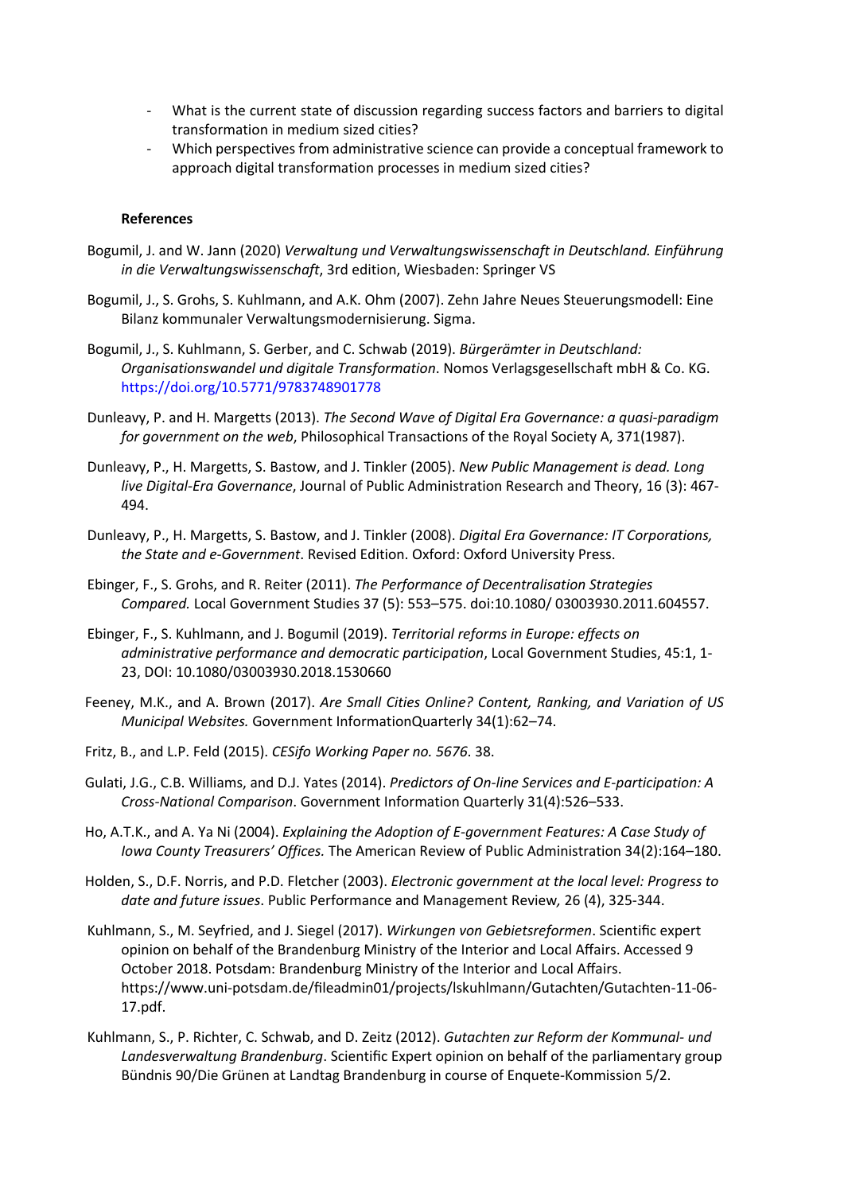- What is the current state of discussion regarding success factors and barriers to digital transformation in medium sized cities?
- Which perspectives from administrative science can provide a conceptual framework to approach digital transformation processes in medium sized cities?

**References**

Bogumil, J. and W. Jann (2020) *Verwaltung und Verwaltungswissenschaft in Deutschland. Einführung in die Verwaltungswissenschaft*, 3rd edition, Wiesbaden: Springer VS

Bogumil, J., S. Grohs, S. Kuhlmann, and A.K. Ohm (2007). Zehn Jahre Neues Steuerungsmodell: Eine Bilanz kommunaler Verwaltungsmodernisierung. Sigma.

Bogumil, J., S. Kuhlmann, S. Gerber, and C. Schwab (2019). *Bürgerämter in Deutschland: Organisationswandel und digitale Transformation*. Nomos Verlagsgesellschaft mbH & Co. KG. https://doi.org/10.5771/9783748901778

Dunleavy, P. and H. Margetts (2013). *The Second Wave of Digital Era Governance: a quasi-paradigm for government on the web*, Philosophical Transactions of the Royal Society A, 371(1987).

Dunleavy, P., H. Margetts, S. Bastow, and J. Tinkler (2005). *New Public Management is dead. Long live Digital-Era Governance*, Journal of Public Administration Research and Theory, 16 (3): 467-494.

Dunleavy, P., H. Margetts, S. Bastow, and J. Tinkler (2008). *Digital Era Governance: IT Corporations, the State and e-Government*. Revised Edition. Oxford: Oxford University Press.

Ebinger, F., S. Grohs, and R. Reiter (2011). *The Performance of Decentralisation Strategies Compared.* Local Government Studies 37 (5): 553–575. doi:10.1080/ 03003930.2011.604557.

Ebinger, F., S. Kuhlmann, and J. Bogumil (2019). *Territorial reforms in Europe: effects on administrative performance and democratic participation*, Local Government Studies, 45:1, 1-23, DOI: 10.1080/03003930.2018.1530660

Feeney, M.K., and A. Brown (2017). *Are Small Cities Online? Content, Ranking, and Variation of US Municipal Websites.* Government InformationQuarterly 34(1):62–74.

Fritz, B., and L.P. Feld (2015). *CESifo Working Paper no. 5676*. 38.

Gulati, J.G., C.B. Williams, and D.J. Yates (2014). *Predictors of On-line Services and E-participation: A Cross-National Comparison*. Government Information Quarterly 31(4):526–533.

Ho, A.T.K., and A. Ya Ni (2004). *Explaining the Adoption of E-government Features: A Case Study of Iowa County Treasurers' Offices.* The American Review of Public Administration 34(2):164–180.

Holden, S., D.F. Norris, and P.D. Fletcher (2003). *Electronic government at the local level: Progress to date and future issues*. Public Performance and Management Review*,* 26 (4), 325-344.

Kuhlmann, S., M. Seyfried, and J. Siegel (2017). *Wirkungen von Gebietsreformen*. Scientific expert opinion on behalf of the Brandenburg Ministry of the Interior and Local Affairs. Accessed 9 October 2018. Potsdam: Brandenburg Ministry of the Interior and Local Affairs. https://www.uni-potsdam.de/fileadmin01/projects/lskuhlmann/Gutachten/Gutachten-11-06-17.pdf.

Kuhlmann, S., P. Richter, C. Schwab, and D. Zeitz (2012). *Gutachten zur Reform der Kommunal- und Landesverwaltung Brandenburg*. Scientific Expert opinion on behalf of the parliamentary group Bündnis 90/Die Grünen at Landtag Brandenburg in course of Enquete-Kommission 5/2.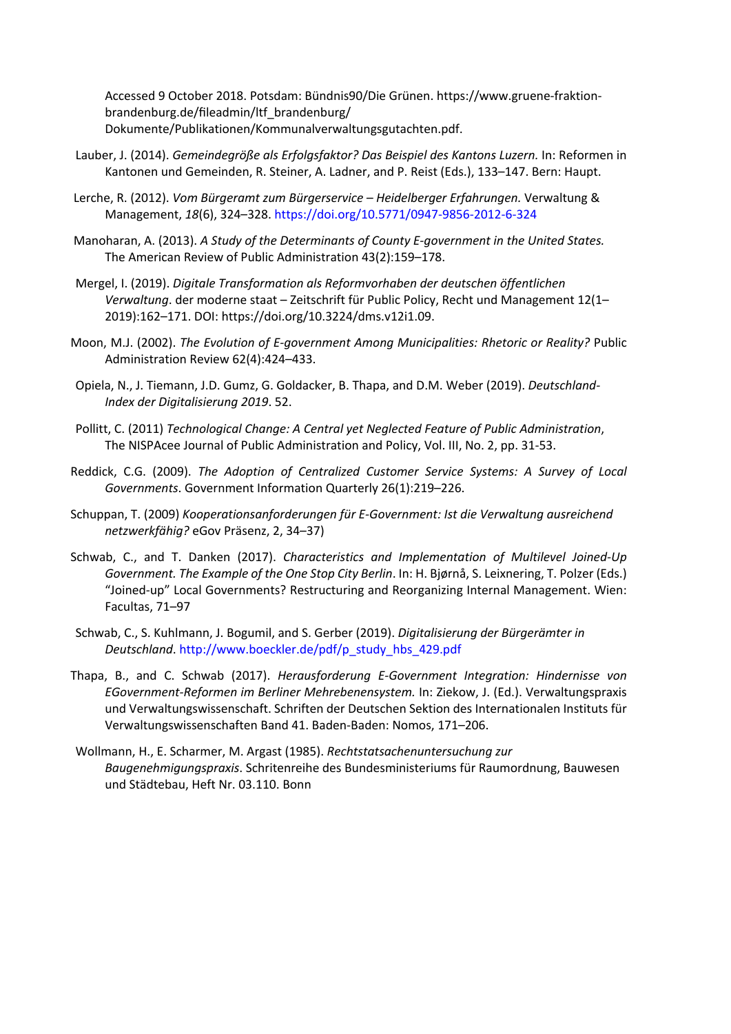Accessed 9 October 2018. Potsdam: Bündnis90/Die Grünen. https://www.gruene-fraktion-brandenburg.de/fileadmin/ltf_brandenburg/Dokumente/Publikationen/Kommunalverwaltungsgutachten.pdf.

Lauber, J. (2014). *Gemeindegröße als Erfolgsfaktor? Das Beispiel des Kantons Luzern.* In: Reformen in Kantonen und Gemeinden, R. Steiner, A. Ladner, and P. Reist (Eds.), 133–147. Bern: Haupt.

Lerche, R. (2012). *Vom Bürgeramt zum Bürgerservice – Heidelberger Erfahrungen.* Verwaltung & Management, *18*(6), 324–328. https://doi.org/10.5771/0947-9856-2012-6-324

Manoharan, A. (2013). *A Study of the Determinants of County E-government in the United States.* The American Review of Public Administration 43(2):159–178.

Mergel, I. (2019). *Digitale Transformation als Reformvorhaben der deutschen öffentlichen Verwaltung*. der moderne staat – Zeitschrift für Public Policy, Recht und Management 12(1–2019):162–171. DOI: https://doi.org/10.3224/dms.v12i1.09.

Moon, M.J. (2002). *The Evolution of E-government Among Municipalities: Rhetoric or Reality?* Public Administration Review 62(4):424–433.

Opiela, N., J. Tiemann, J.D. Gumz, G. Goldacker, B. Thapa, and D.M. Weber (2019). *Deutschland-Index der Digitalisierung 2019*. 52.

Pollitt, C. (2011) *Technological Change: A Central yet Neglected Feature of Public Administration*, The NISPAcee Journal of Public Administration and Policy, Vol. III, No. 2, pp. 31-53.

Reddick, C.G. (2009). *The Adoption of Centralized Customer Service Systems: A Survey of Local Governments*. Government Information Quarterly 26(1):219–226.

Schuppan, T. (2009) *Kooperationsanforderungen für E-Government: Ist die Verwaltung ausreichend netzwerkfähig?* eGov Präsenz, 2, 34–37)

Schwab, C., and T. Danken (2017). *Characteristics and Implementation of Multilevel Joined-Up Government. The Example of the One Stop City Berlin*. In: H. Bjørnå, S. Leixnering, T. Polzer (Eds.) "Joined-up" Local Governments? Restructuring and Reorganizing Internal Management. Wien: Facultas, 71–97

Schwab, C., S. Kuhlmann, J. Bogumil, and S. Gerber (2019). *Digitalisierung der Bürgerämter in Deutschland*. http://www.boeckler.de/pdf/p_study_hbs_429.pdf

Thapa, B., and C. Schwab (2017). *Herausforderung E-Government Integration: Hindernisse von EGovernment-Reformen im Berliner Mehrebenensystem.* In: Ziekow, J. (Ed.). Verwaltungspraxis und Verwaltungswissenschaft. Schriften der Deutschen Sektion des Internationalen Instituts für Verwaltungswissenschaften Band 41. Baden-Baden: Nomos, 171–206.

Wollmann, H., E. Scharmer, M. Argast (1985). *Rechtstatsachenuntersuchung zur Baugenehmigungspraxis*. Schritenreihe des Bundesministeriums für Raumordnung, Bauwesen und Städtebau, Heft Nr. 03.110. Bonn